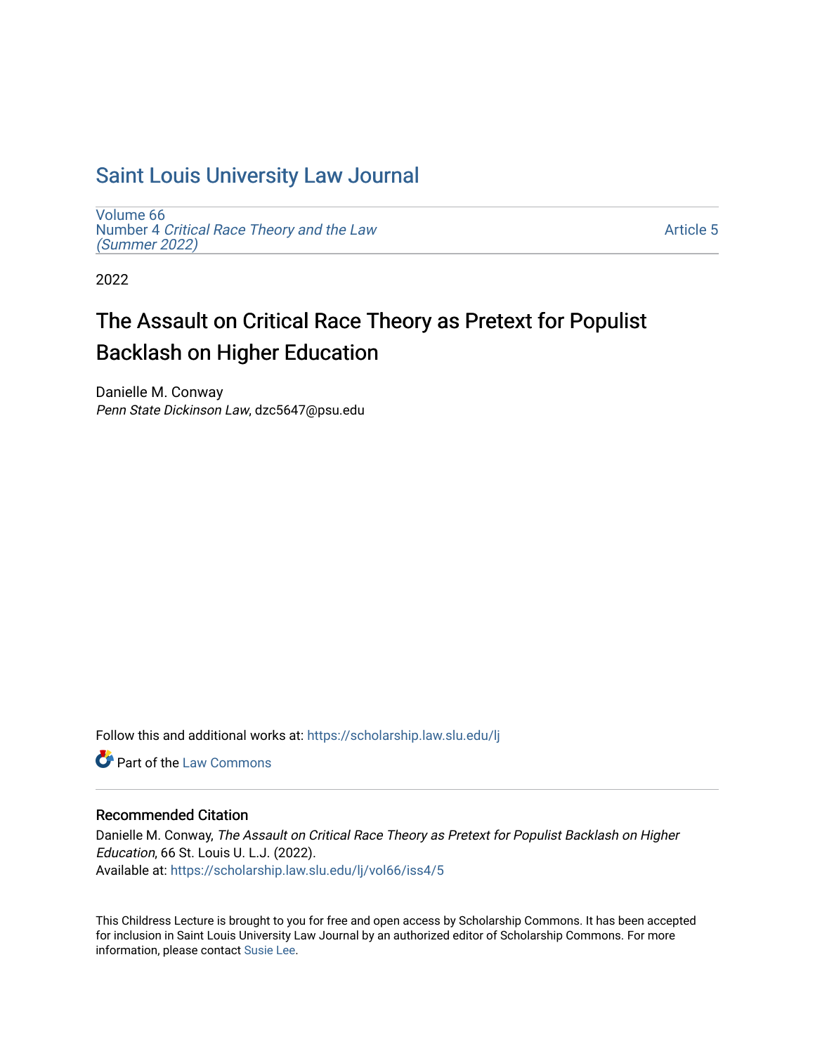# Saint Louis University Law Journal

Volume 66
Number 4 *Critical Race Theory and the Law (Summer 2022)*

Article 5

2022

## The Assault on Critical Race Theory as Pretext for Populist Backlash on Higher Education

Danielle M. Conway
*Penn State Dickinson Law*, dzc5647@psu.edu

Follow this and additional works at: https://scholarship.law.slu.edu/lj

Part of the Law Commons

### Recommended Citation

Danielle M. Conway, *The Assault on Critical Race Theory as Pretext for Populist Backlash on Higher Education*, 66 St. Louis U. L.J. (2022).
Available at: https://scholarship.law.slu.edu/lj/vol66/iss4/5

This Childress Lecture is brought to you for free and open access by Scholarship Commons. It has been accepted for inclusion in Saint Louis University Law Journal by an authorized editor of Scholarship Commons. For more information, please contact Susie Lee.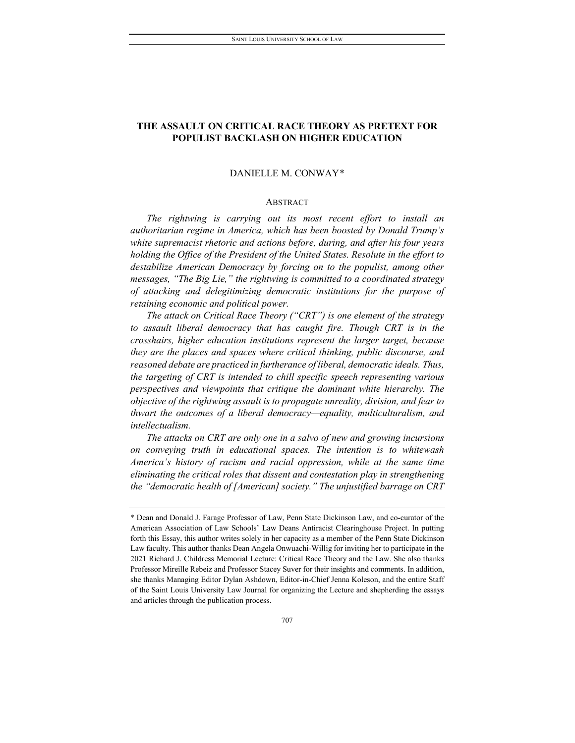# THE ASSAULT ON CRITICAL RACE THEORY AS PRETEXT FOR POPULIST BACKLASH ON HIGHER EDUCATION

DANIELLE M. CONWAY*

## ABSTRACT

*The rightwing is carrying out its most recent effort to install an authoritarian regime in America, which has been boosted by Donald Trump's white supremacist rhetoric and actions before, during, and after his four years holding the Office of the President of the United States. Resolute in the effort to destabilize American Democracy by forcing on to the populist, among other messages, "The Big Lie," the rightwing is committed to a coordinated strategy of attacking and delegitimizing democratic institutions for the purpose of retaining economic and political power.*

*The attack on Critical Race Theory ("CRT") is one element of the strategy to assault liberal democracy that has caught fire. Though CRT is in the crosshairs, higher education institutions represent the larger target, because they are the places and spaces where critical thinking, public discourse, and reasoned debate are practiced in furtherance of liberal, democratic ideals. Thus, the targeting of CRT is intended to chill specific speech representing various perspectives and viewpoints that critique the dominant white hierarchy. The objective of the rightwing assault is to propagate unreality, division, and fear to thwart the outcomes of a liberal democracy—equality, multiculturalism, and intellectualism.*

*The attacks on CRT are only one in a salvo of new and growing incursions on conveying truth in educational spaces. The intention is to whitewash America's history of racism and racial oppression, while at the same time eliminating the critical roles that dissent and contestation play in strengthening the "democratic health of [American] society." The unjustified barrage on CRT*

---

\* Dean and Donald J. Farage Professor of Law, Penn State Dickinson Law, and co-curator of the American Association of Law Schools' Law Deans Antiracist Clearinghouse Project. In putting forth this Essay, this author writes solely in her capacity as a member of the Penn State Dickinson Law faculty. This author thanks Dean Angela Onwuachi-Willig for inviting her to participate in the 2021 Richard J. Childress Memorial Lecture: Critical Race Theory and the Law. She also thanks Professor Mireille Rebeiz and Professor Stacey Suver for their insights and comments. In addition, she thanks Managing Editor Dylan Ashdown, Editor-in-Chief Jenna Koleson, and the entire Staff of the Saint Louis University Law Journal for organizing the Lecture and shepherding the essays and articles through the publication process.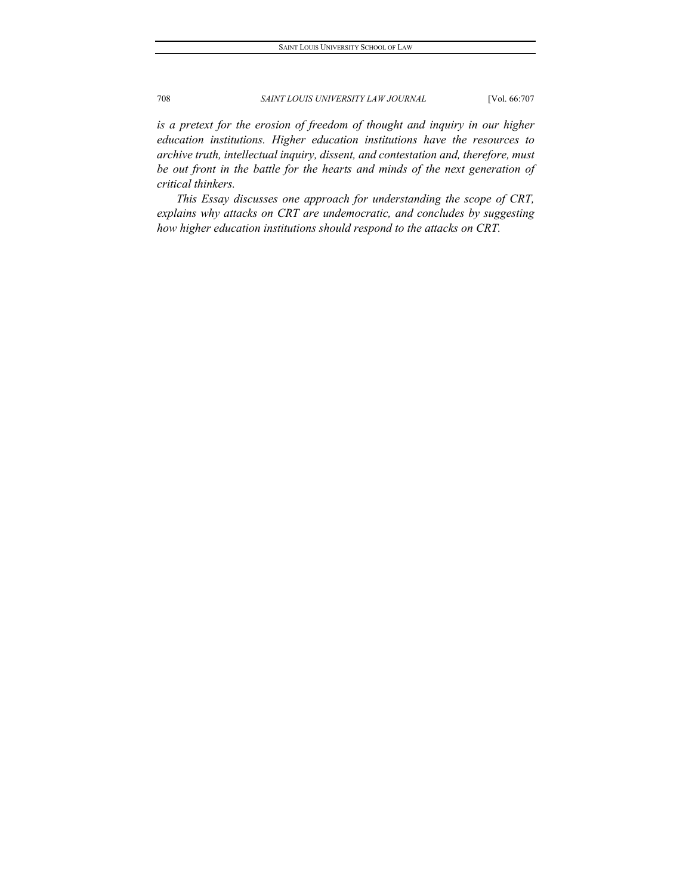*is a pretext for the erosion of freedom of thought and inquiry in our higher education institutions. Higher education institutions have the resources to archive truth, intellectual inquiry, dissent, and contestation and, therefore, must be out front in the battle for the hearts and minds of the next generation of critical thinkers.*

*This Essay discusses one approach for understanding the scope of CRT, explains why attacks on CRT are undemocratic, and concludes by suggesting how higher education institutions should respond to the attacks on CRT.*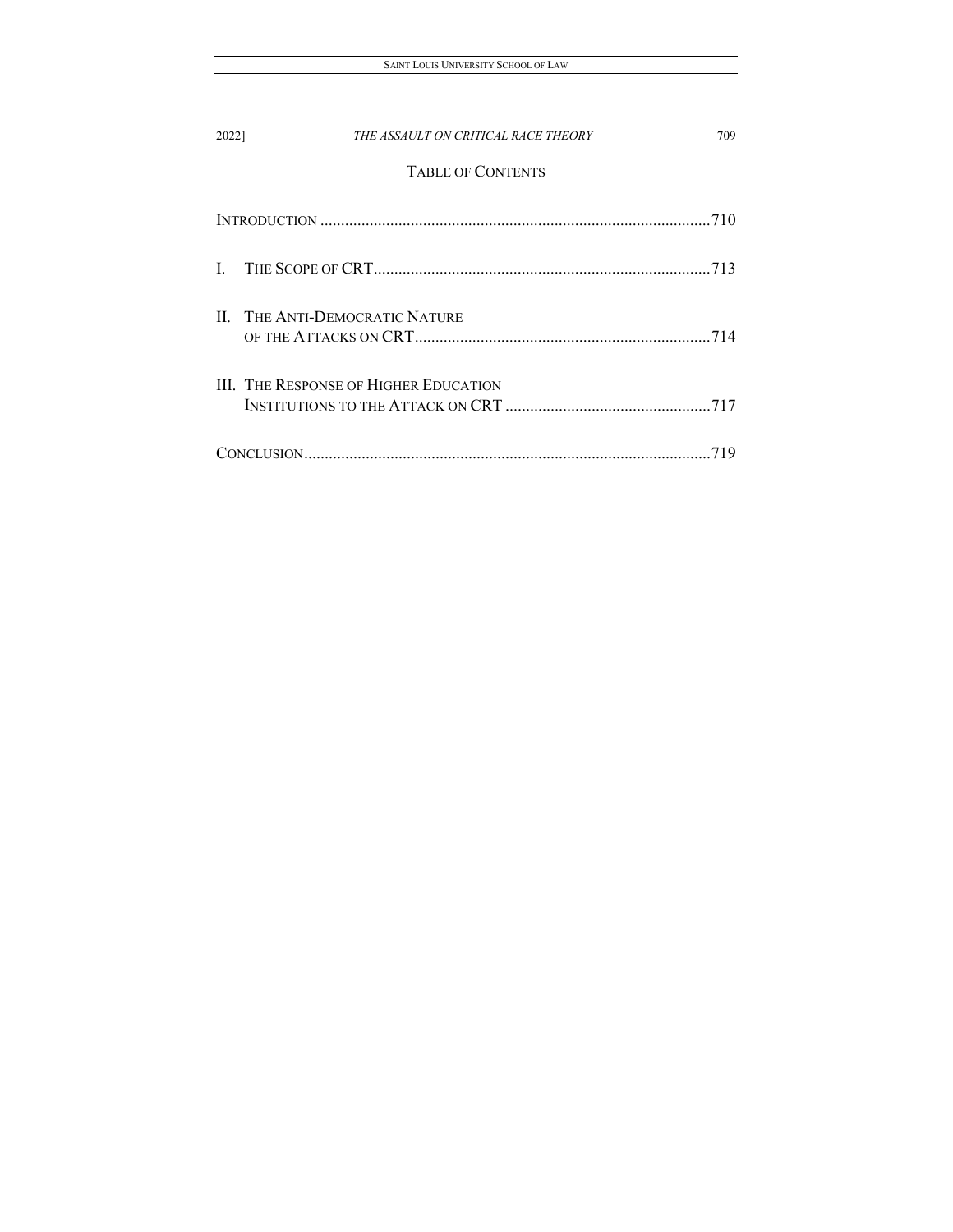## TABLE OF CONTENTS

INTRODUCTION ............................................................................................710

I. THE SCOPE OF CRT.................................................................................713

II. THE ANTI-DEMOCRATIC NATURE OF THE ATTACKS ON CRT.......................................................................714

III. THE RESPONSE OF HIGHER EDUCATION INSTITUTIONS TO THE ATTACK ON CRT .................................................717

CONCLUSION..................................................................................................719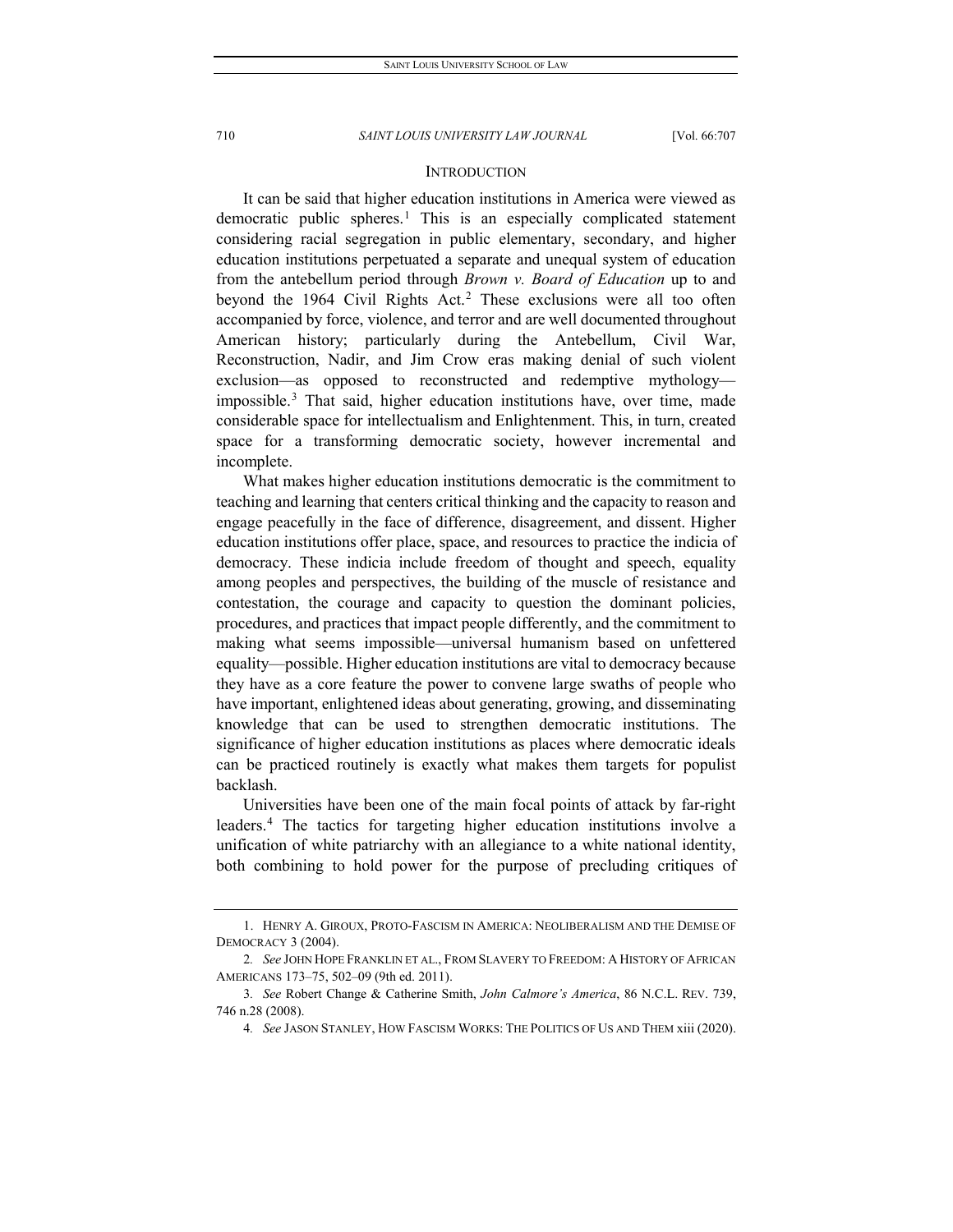## INTRODUCTION

It can be said that higher education institutions in America were viewed as democratic public spheres.[1] This is an especially complicated statement considering racial segregation in public elementary, secondary, and higher education institutions perpetuated a separate and unequal system of education from the antebellum period through *Brown v. Board of Education* up to and beyond the 1964 Civil Rights Act.[2] These exclusions were all too often accompanied by force, violence, and terror and are well documented throughout American history; particularly during the Antebellum, Civil War, Reconstruction, Nadir, and Jim Crow eras making denial of such violent exclusion—as opposed to reconstructed and redemptive mythology—impossible.[3] That said, higher education institutions have, over time, made considerable space for intellectualism and Enlightenment. This, in turn, created space for a transforming democratic society, however incremental and incomplete.

What makes higher education institutions democratic is the commitment to teaching and learning that centers critical thinking and the capacity to reason and engage peacefully in the face of difference, disagreement, and dissent. Higher education institutions offer place, space, and resources to practice the indicia of democracy. These indicia include freedom of thought and speech, equality among peoples and perspectives, the building of the muscle of resistance and contestation, the courage and capacity to question the dominant policies, procedures, and practices that impact people differently, and the commitment to making what seems impossible—universal humanism based on unfettered equality—possible. Higher education institutions are vital to democracy because they have as a core feature the power to convene large swaths of people who have important, enlightened ideas about generating, growing, and disseminating knowledge that can be used to strengthen democratic institutions. The significance of higher education institutions as places where democratic ideals can be practiced routinely is exactly what makes them targets for populist backlash.

Universities have been one of the main focal points of attack by far-right leaders.[4] The tactics for targeting higher education institutions involve a unification of white patriarchy with an allegiance to a white national identity, both combining to hold power for the purpose of precluding critiques of

---

1. HENRY A. GIROUX, PROTO-FASCISM IN AMERICA: NEOLIBERALISM AND THE DEMISE OF DEMOCRACY 3 (2004).

2. *See* JOHN HOPE FRANKLIN ET AL., FROM SLAVERY TO FREEDOM: A HISTORY OF AFRICAN AMERICANS 173–75, 502–09 (9th ed. 2011).

3. *See* Robert Change & Catherine Smith, *John Calmore's America*, 86 N.C.L. REV. 739, 746 n.28 (2008).

4. *See* JASON STANLEY, HOW FASCISM WORKS: THE POLITICS OF US AND THEM xiii (2020).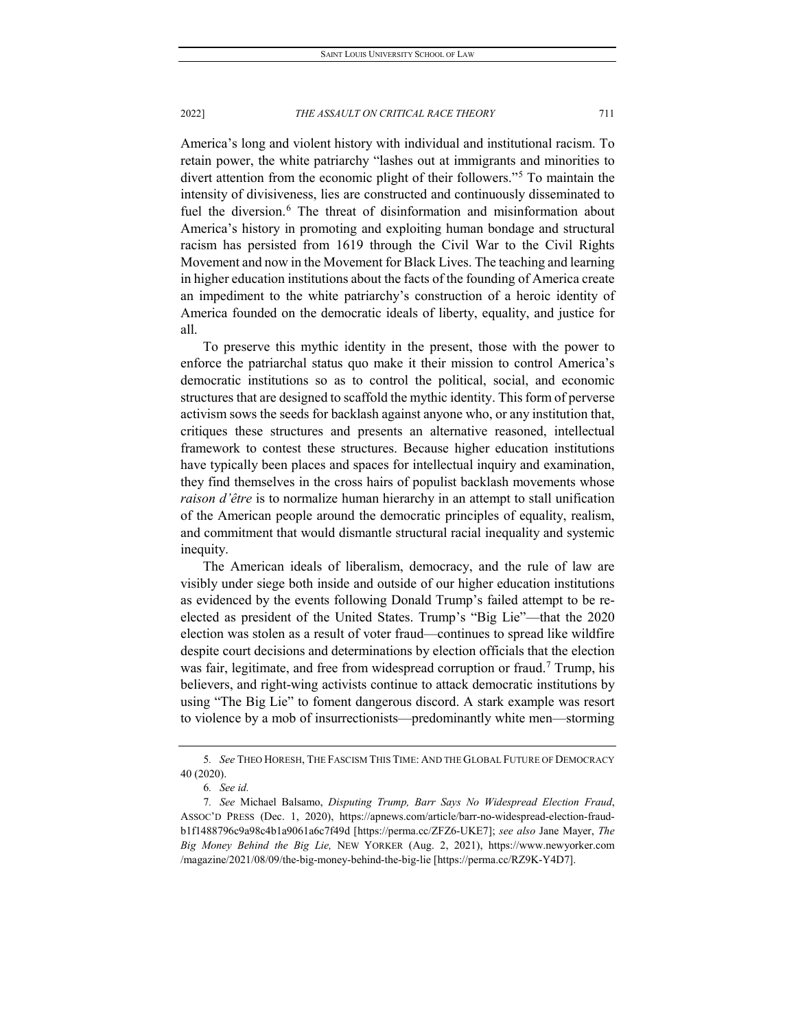America's long and violent history with individual and institutional racism. To retain power, the white patriarchy "lashes out at immigrants and minorities to divert attention from the economic plight of their followers."[5] To maintain the intensity of divisiveness, lies are constructed and continuously disseminated to fuel the diversion.[6] The threat of disinformation and misinformation about America's history in promoting and exploiting human bondage and structural racism has persisted from 1619 through the Civil War to the Civil Rights Movement and now in the Movement for Black Lives. The teaching and learning in higher education institutions about the facts of the founding of America create an impediment to the white patriarchy's construction of a heroic identity of America founded on the democratic ideals of liberty, equality, and justice for all.

To preserve this mythic identity in the present, those with the power to enforce the patriarchal status quo make it their mission to control America's democratic institutions so as to control the political, social, and economic structures that are designed to scaffold the mythic identity. This form of perverse activism sows the seeds for backlash against anyone who, or any institution that, critiques these structures and presents an alternative reasoned, intellectual framework to contest these structures. Because higher education institutions have typically been places and spaces for intellectual inquiry and examination, they find themselves in the cross hairs of populist backlash movements whose *raison d'être* is to normalize human hierarchy in an attempt to stall unification of the American people around the democratic principles of equality, realism, and commitment that would dismantle structural racial inequality and systemic inequity.

The American ideals of liberalism, democracy, and the rule of law are visibly under siege both inside and outside of our higher education institutions as evidenced by the events following Donald Trump's failed attempt to be re-elected as president of the United States. Trump's "Big Lie"—that the 2020 election was stolen as a result of voter fraud—continues to spread like wildfire despite court decisions and determinations by election officials that the election was fair, legitimate, and free from widespread corruption or fraud.[7] Trump, his believers, and right-wing activists continue to attack democratic institutions by using "The Big Lie" to foment dangerous discord. A stark example was resort to violence by a mob of insurrectionists—predominantly white men—storming

---

5. *See* THEO HORESH, THE FASCISM THIS TIME: AND THE GLOBAL FUTURE OF DEMOCRACY 40 (2020).

6. *See id.*

7. *See* Michael Balsamo, *Disputing Trump, Barr Says No Widespread Election Fraud*, ASSOC'D PRESS (Dec. 1, 2020), https://apnews.com/article/barr-no-widespread-election-fraud-b1f1488796c9a98c4b1a9061a6c7f49d [https://perma.cc/ZFZ6-UKE7]; *see also* Jane Mayer, *The Big Money Behind the Big Lie,* NEW YORKER (Aug. 2, 2021), https://www.newyorker.com/magazine/2021/08/09/the-big-money-behind-the-big-lie [https://perma.cc/RZ9K-Y4D7].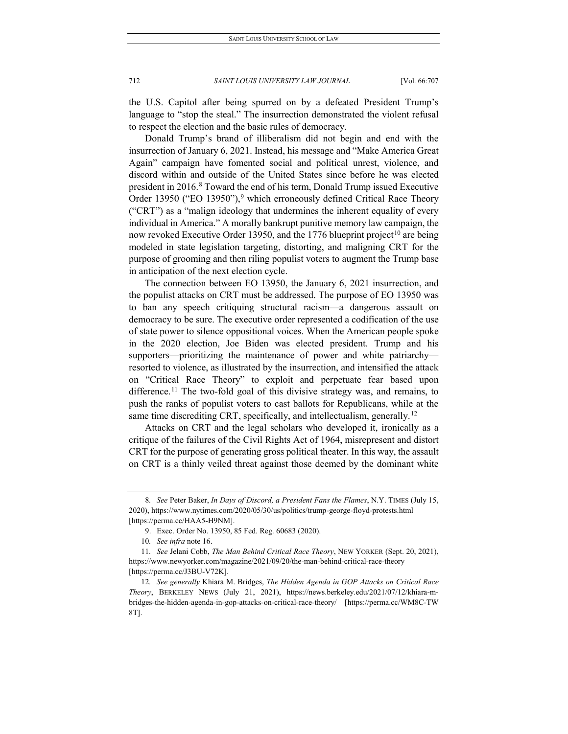the U.S. Capitol after being spurred on by a defeated President Trump's language to "stop the steal." The insurrection demonstrated the violent refusal to respect the election and the basic rules of democracy.

Donald Trump's brand of illiberalism did not begin and end with the insurrection of January 6, 2021. Instead, his message and "Make America Great Again" campaign have fomented social and political unrest, violence, and discord within and outside of the United States since before he was elected president in 2016.[8] Toward the end of his term, Donald Trump issued Executive Order 13950 ("EO 13950"),[9] which erroneously defined Critical Race Theory ("CRT") as a "malign ideology that undermines the inherent equality of every individual in America." A morally bankrupt punitive memory law campaign, the now revoked Executive Order 13950, and the 1776 blueprint project[10] are being modeled in state legislation targeting, distorting, and maligning CRT for the purpose of grooming and then riling populist voters to augment the Trump base in anticipation of the next election cycle.

The connection between EO 13950, the January 6, 2021 insurrection, and the populist attacks on CRT must be addressed. The purpose of EO 13950 was to ban any speech critiquing structural racism—a dangerous assault on democracy to be sure. The executive order represented a codification of the use of state power to silence oppositional voices. When the American people spoke in the 2020 election, Joe Biden was elected president. Trump and his supporters—prioritizing the maintenance of power and white patriarchy—resorted to violence, as illustrated by the insurrection, and intensified the attack on "Critical Race Theory" to exploit and perpetuate fear based upon difference.[11] The two-fold goal of this divisive strategy was, and remains, to push the ranks of populist voters to cast ballots for Republicans, while at the same time discrediting CRT, specifically, and intellectualism, generally.[12]

Attacks on CRT and the legal scholars who developed it, ironically as a critique of the failures of the Civil Rights Act of 1964, misrepresent and distort CRT for the purpose of generating gross political theater. In this way, the assault on CRT is a thinly veiled threat against those deemed by the dominant white

---

8. *See* Peter Baker, *In Days of Discord, a President Fans the Flames*, N.Y. TIMES (July 15, 2020), https://www.nytimes.com/2020/05/30/us/politics/trump-george-floyd-protests.html [https://perma.cc/HAA5-H9NM].

9. Exec. Order No. 13950, 85 Fed. Reg. 60683 (2020).

10. *See infra* note 16.

11. *See* Jelani Cobb, *The Man Behind Critical Race Theory*, NEW YORKER (Sept. 20, 2021), https://www.newyorker.com/magazine/2021/09/20/the-man-behind-critical-race-theory [https://perma.cc/J3BU-V72K].

12. *See generally* Khiara M. Bridges, *The Hidden Agenda in GOP Attacks on Critical Race Theory*, BERKELEY NEWS (July 21, 2021), https://news.berkeley.edu/2021/07/12/khiara-m-bridges-the-hidden-agenda-in-gop-attacks-on-critical-race-theory/ [https://perma.cc/WM8C-TW8T].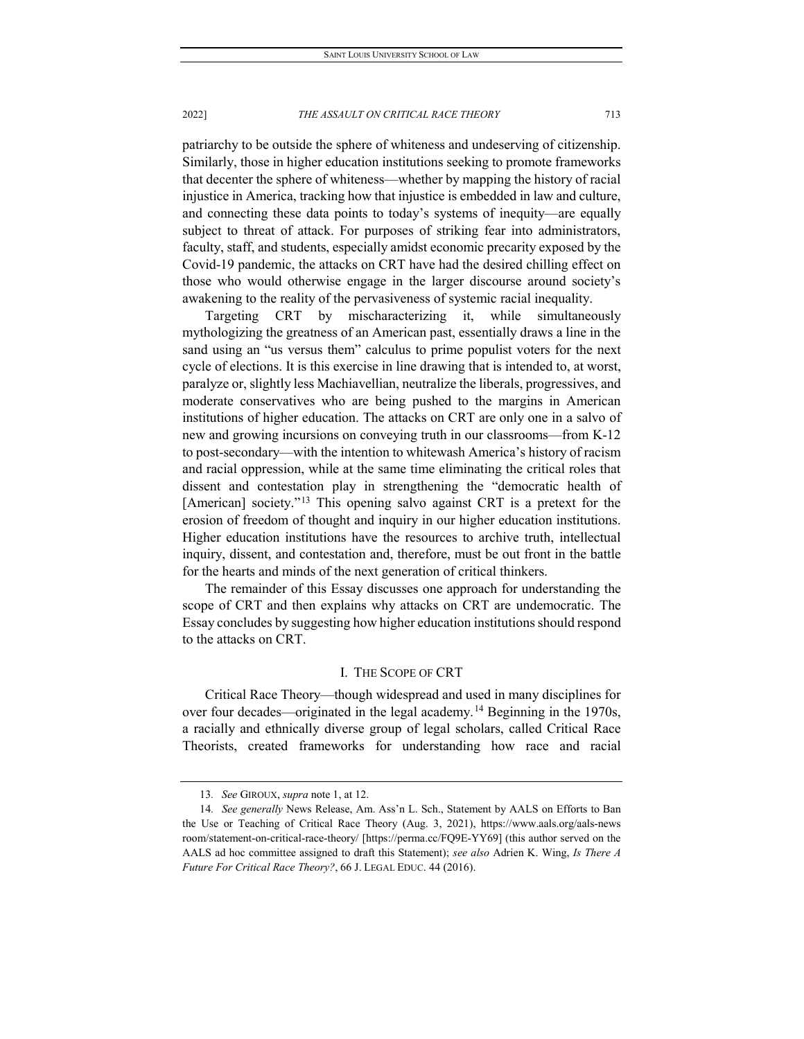patriarchy to be outside the sphere of whiteness and undeserving of citizenship. Similarly, those in higher education institutions seeking to promote frameworks that decenter the sphere of whiteness—whether by mapping the history of racial injustice in America, tracking how that injustice is embedded in law and culture, and connecting these data points to today's systems of inequity—are equally subject to threat of attack. For purposes of striking fear into administrators, faculty, staff, and students, especially amidst economic precarity exposed by the Covid-19 pandemic, the attacks on CRT have had the desired chilling effect on those who would otherwise engage in the larger discourse around society's awakening to the reality of the pervasiveness of systemic racial inequality.

Targeting CRT by mischaracterizing it, while simultaneously mythologizing the greatness of an American past, essentially draws a line in the sand using an "us versus them" calculus to prime populist voters for the next cycle of elections. It is this exercise in line drawing that is intended to, at worst, paralyze or, slightly less Machiavellian, neutralize the liberals, progressives, and moderate conservatives who are being pushed to the margins in American institutions of higher education. The attacks on CRT are only one in a salvo of new and growing incursions on conveying truth in our classrooms—from K-12 to post-secondary—with the intention to whitewash America's history of racism and racial oppression, while at the same time eliminating the critical roles that dissent and contestation play in strengthening the "democratic health of [American] society."[13] This opening salvo against CRT is a pretext for the erosion of freedom of thought and inquiry in our higher education institutions. Higher education institutions have the resources to archive truth, intellectual inquiry, dissent, and contestation and, therefore, must be out front in the battle for the hearts and minds of the next generation of critical thinkers.

The remainder of this Essay discusses one approach for understanding the scope of CRT and then explains why attacks on CRT are undemocratic. The Essay concludes by suggesting how higher education institutions should respond to the attacks on CRT.

## I. The Scope of CRT

Critical Race Theory—though widespread and used in many disciplines for over four decades—originated in the legal academy.[14] Beginning in the 1970s, a racially and ethnically diverse group of legal scholars, called Critical Race Theorists, created frameworks for understanding how race and racial

---

13. *See* GIROUX, *supra* note 1, at 12.

14. *See generally* News Release, Am. Ass'n L. Sch., Statement by AALS on Efforts to Ban the Use or Teaching of Critical Race Theory (Aug. 3, 2021), https://www.aals.org/aals-newsroom/statement-on-critical-race-theory/ [https://perma.cc/FQ9E-YY69] (this author served on the AALS ad hoc committee assigned to draft this Statement); *see also* Adrien K. Wing, *Is There A Future For Critical Race Theory?*, 66 J. LEGAL EDUC. 44 (2016).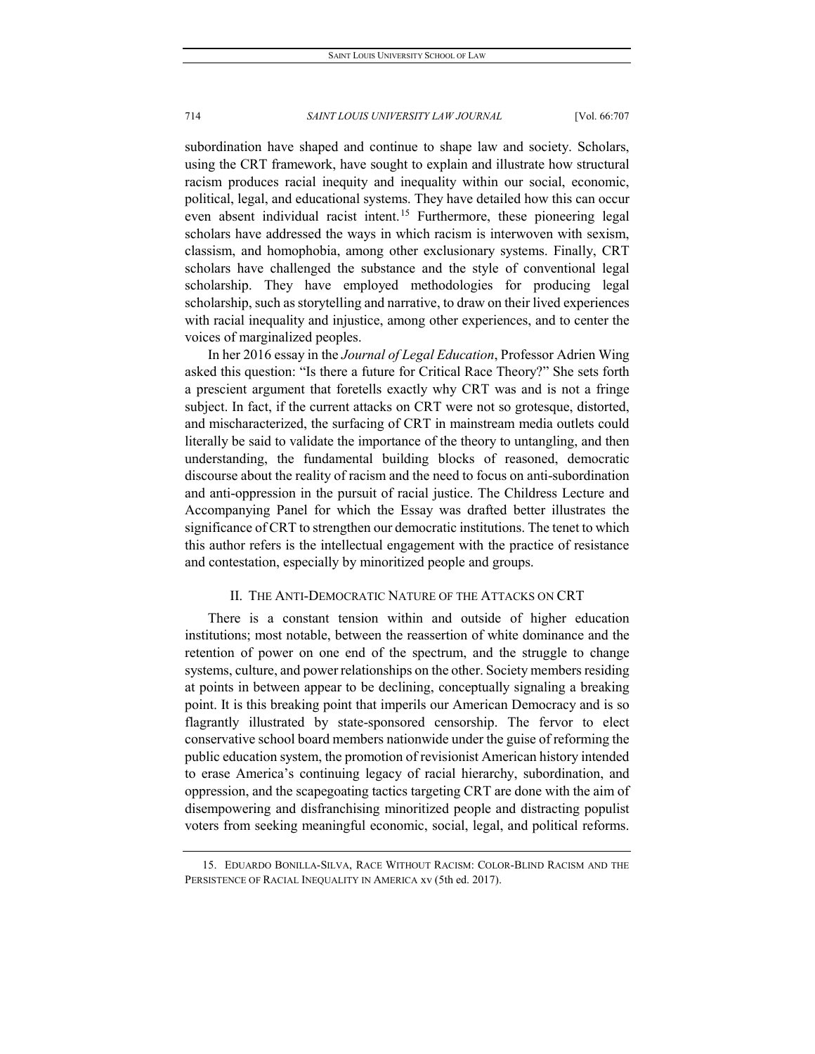subordination have shaped and continue to shape law and society. Scholars, using the CRT framework, have sought to explain and illustrate how structural racism produces racial inequity and inequality within our social, economic, political, legal, and educational systems. They have detailed how this can occur even absent individual racist intent.[15] Furthermore, these pioneering legal scholars have addressed the ways in which racism is interwoven with sexism, classism, and homophobia, among other exclusionary systems. Finally, CRT scholars have challenged the substance and the style of conventional legal scholarship. They have employed methodologies for producing legal scholarship, such as storytelling and narrative, to draw on their lived experiences with racial inequality and injustice, among other experiences, and to center the voices of marginalized peoples.

In her 2016 essay in the *Journal of Legal Education*, Professor Adrien Wing asked this question: "Is there a future for Critical Race Theory?" She sets forth a prescient argument that foretells exactly why CRT was and is not a fringe subject. In fact, if the current attacks on CRT were not so grotesque, distorted, and mischaracterized, the surfacing of CRT in mainstream media outlets could literally be said to validate the importance of the theory to untangling, and then understanding, the fundamental building blocks of reasoned, democratic discourse about the reality of racism and the need to focus on anti-subordination and anti-oppression in the pursuit of racial justice. The Childress Lecture and Accompanying Panel for which the Essay was drafted better illustrates the significance of CRT to strengthen our democratic institutions. The tenet to which this author refers is the intellectual engagement with the practice of resistance and contestation, especially by minoritized people and groups.

## II. THE ANTI-DEMOCRATIC NATURE OF THE ATTACKS ON CRT

There is a constant tension within and outside of higher education institutions; most notable, between the reassertion of white dominance and the retention of power on one end of the spectrum, and the struggle to change systems, culture, and power relationships on the other. Society members residing at points in between appear to be declining, conceptually signaling a breaking point. It is this breaking point that imperils our American Democracy and is so flagrantly illustrated by state-sponsored censorship. The fervor to elect conservative school board members nationwide under the guise of reforming the public education system, the promotion of revisionist American history intended to erase America's continuing legacy of racial hierarchy, subordination, and oppression, and the scapegoating tactics targeting CRT are done with the aim of disempowering and disfranchising minoritized people and distracting populist voters from seeking meaningful economic, social, legal, and political reforms.

---

15. EDUARDO BONILLA-SILVA, RACE WITHOUT RACISM: COLOR-BLIND RACISM AND THE PERSISTENCE OF RACIAL INEQUALITY IN AMERICA xv (5th ed. 2017).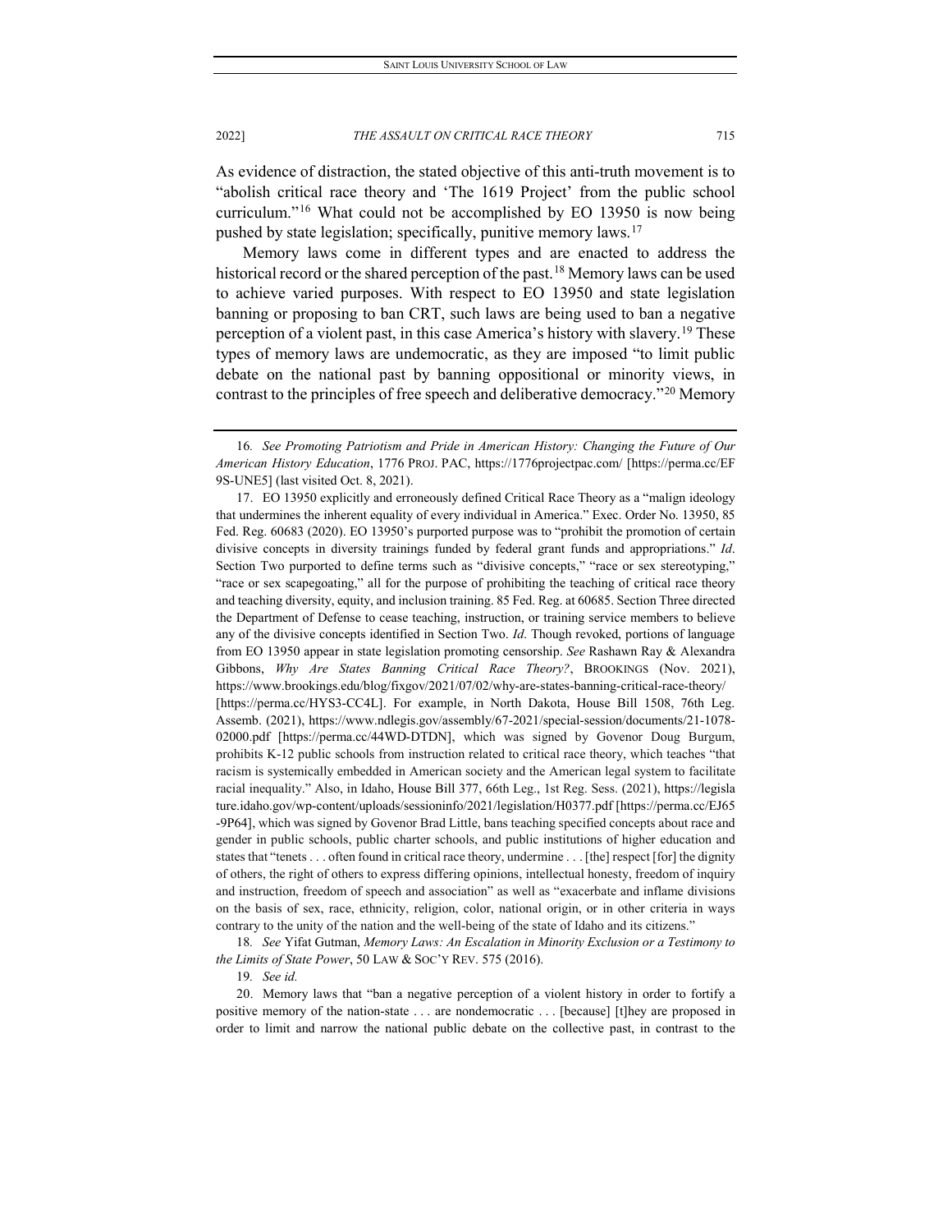As evidence of distraction, the stated objective of this anti-truth movement is to "abolish critical race theory and 'The 1619 Project' from the public school curriculum."[16] What could not be accomplished by EO 13950 is now being pushed by state legislation; specifically, punitive memory laws.[17]

Memory laws come in different types and are enacted to address the historical record or the shared perception of the past.[18] Memory laws can be used to achieve varied purposes. With respect to EO 13950 and state legislation banning or proposing to ban CRT, such laws are being used to ban a negative perception of a violent past, in this case America's history with slavery.[19] These types of memory laws are undemocratic, as they are imposed "to limit public debate on the national past by banning oppositional or minority views, in contrast to the principles of free speech and deliberative democracy."[20] Memory

---

16. *See Promoting Patriotism and Pride in American History: Changing the Future of Our American History Education*, 1776 PROJ. PAC, https://1776projectpac.com/ [https://perma.cc/EF9S-UNE5] (last visited Oct. 8, 2021).

17. EO 13950 explicitly and erroneously defined Critical Race Theory as a "malign ideology that undermines the inherent equality of every individual in America." Exec. Order No. 13950, 85 Fed. Reg. 60683 (2020). EO 13950's purported purpose was to "prohibit the promotion of certain divisive concepts in diversity trainings funded by federal grant funds and appropriations." *Id*. Section Two purported to define terms such as "divisive concepts," "race or sex stereotyping," "race or sex scapegoating," all for the purpose of prohibiting the teaching of critical race theory and teaching diversity, equity, and inclusion training. 85 Fed. Reg. at 60685. Section Three directed the Department of Defense to cease teaching, instruction, or training service members to believe any of the divisive concepts identified in Section Two. *Id*. Though revoked, portions of language from EO 13950 appear in state legislation promoting censorship. *See* Rashawn Ray & Alexandra Gibbons, *Why Are States Banning Critical Race Theory?*, BROOKINGS (Nov. 2021), https://www.brookings.edu/blog/fixgov/2021/07/02/why-are-states-banning-critical-race-theory/ [https://perma.cc/HYS3-CC4L]. For example, in North Dakota, House Bill 1508, 76th Leg. Assemb. (2021), https://www.ndlegis.gov/assembly/67-2021/special-session/documents/21-1078-02000.pdf [https://perma.cc/44WD-DTDN], which was signed by Govenor Doug Burgum, prohibits K-12 public schools from instruction related to critical race theory, which teaches "that racism is systemically embedded in American society and the American legal system to facilitate racial inequality." Also, in Idaho, House Bill 377, 66th Leg., 1st Reg. Sess. (2021), https://legislature.idaho.gov/wp-content/uploads/sessioninfo/2021/legislation/H0377.pdf [https://perma.cc/EJ65-9P64], which was signed by Govenor Brad Little, bans teaching specified concepts about race and gender in public schools, public charter schools, and public institutions of higher education and states that "tenets . . . often found in critical race theory, undermine . . . [the] respect [for] the dignity of others, the right of others to express differing opinions, intellectual honesty, freedom of inquiry and instruction, freedom of speech and association" as well as "exacerbate and inflame divisions on the basis of sex, race, ethnicity, religion, color, national origin, or in other criteria in ways contrary to the unity of the nation and the well-being of the state of Idaho and its citizens."

18. *See* Yifat Gutman, *Memory Laws: An Escalation in Minority Exclusion or a Testimony to the Limits of State Power*, 50 LAW & SOC'Y REV. 575 (2016).

19. *See id.*

20. Memory laws that "ban a negative perception of a violent history in order to fortify a positive memory of the nation-state . . . are nondemocratic . . . [because] [t]hey are proposed in order to limit and narrow the national public debate on the collective past, in contrast to the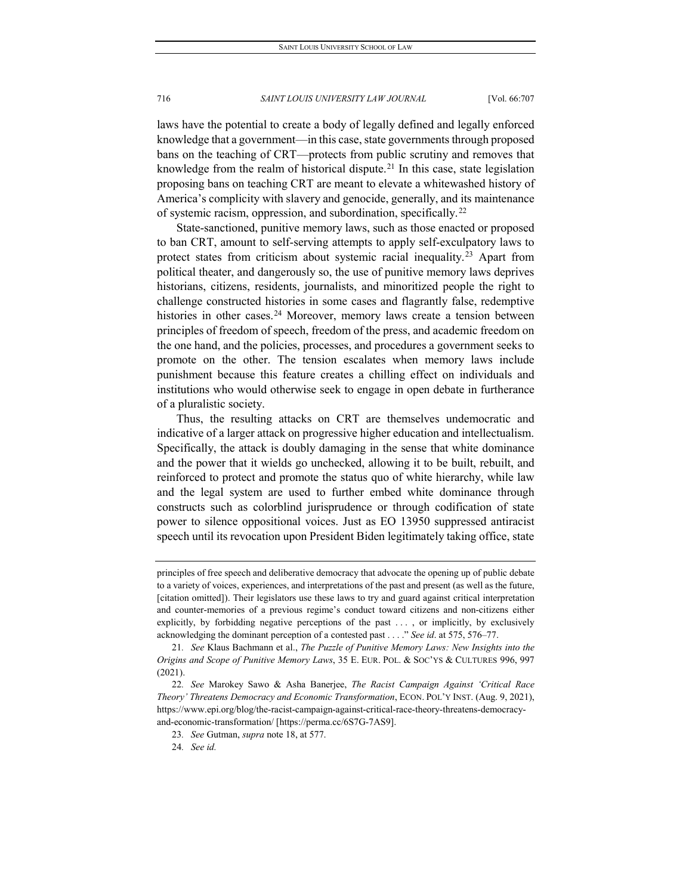laws have the potential to create a body of legally defined and legally enforced knowledge that a government—in this case, state governments through proposed bans on the teaching of CRT—protects from public scrutiny and removes that knowledge from the realm of historical dispute.[21] In this case, state legislation proposing bans on teaching CRT are meant to elevate a whitewashed history of America's complicity with slavery and genocide, generally, and its maintenance of systemic racism, oppression, and subordination, specifically.[22]

State-sanctioned, punitive memory laws, such as those enacted or proposed to ban CRT, amount to self-serving attempts to apply self-exculpatory laws to protect states from criticism about systemic racial inequality.[23] Apart from political theater, and dangerously so, the use of punitive memory laws deprives historians, citizens, residents, journalists, and minoritized people the right to challenge constructed histories in some cases and flagrantly false, redemptive histories in other cases.[24] Moreover, memory laws create a tension between principles of freedom of speech, freedom of the press, and academic freedom on the one hand, and the policies, processes, and procedures a government seeks to promote on the other. The tension escalates when memory laws include punishment because this feature creates a chilling effect on individuals and institutions who would otherwise seek to engage in open debate in furtherance of a pluralistic society.

Thus, the resulting attacks on CRT are themselves undemocratic and indicative of a larger attack on progressive higher education and intellectualism. Specifically, the attack is doubly damaging in the sense that white dominance and the power that it wields go unchecked, allowing it to be built, rebuilt, and reinforced to protect and promote the status quo of white hierarchy, while law and the legal system are used to further embed white dominance through constructs such as colorblind jurisprudence or through codification of state power to silence oppositional voices. Just as EO 13950 suppressed antiracist speech until its revocation upon President Biden legitimately taking office, state

---

principles of free speech and deliberative democracy that advocate the opening up of public debate to a variety of voices, experiences, and interpretations of the past and present (as well as the future, [citation omitted]). Their legislators use these laws to try and guard against critical interpretation and counter-memories of a previous regime's conduct toward citizens and non-citizens either explicitly, by forbidding negative perceptions of the past . . . , or implicitly, by exclusively acknowledging the dominant perception of a contested past . . . ." *See id*. at 575, 576–77.

21. *See* Klaus Bachmann et al., *The Puzzle of Punitive Memory Laws: New Insights into the Origins and Scope of Punitive Memory Laws*, 35 E. EUR. POL. & SOC'YS & CULTURES 996, 997 (2021).

22. *See* Marokey Sawo & Asha Banerjee, *The Racist Campaign Against 'Critical Race Theory' Threatens Democracy and Economic Transformation*, ECON. POL'Y INST. (Aug. 9, 2021), https://www.epi.org/blog/the-racist-campaign-against-critical-race-theory-threatens-democracy-and-economic-transformation/ [https://perma.cc/6S7G-7AS9].

23. *See* Gutman, *supra* note 18, at 577.

24. *See id.*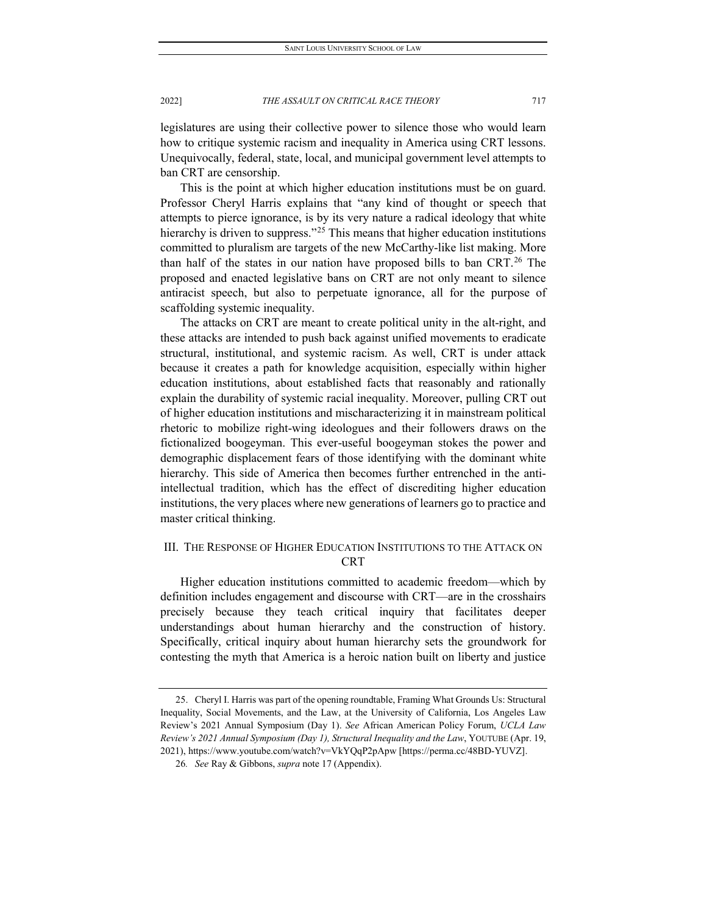legislatures are using their collective power to silence those who would learn how to critique systemic racism and inequality in America using CRT lessons. Unequivocally, federal, state, local, and municipal government level attempts to ban CRT are censorship.

This is the point at which higher education institutions must be on guard. Professor Cheryl Harris explains that "any kind of thought or speech that attempts to pierce ignorance, is by its very nature a radical ideology that white hierarchy is driven to suppress."[25] This means that higher education institutions committed to pluralism are targets of the new McCarthy-like list making. More than half of the states in our nation have proposed bills to ban CRT.[26] The proposed and enacted legislative bans on CRT are not only meant to silence antiracist speech, but also to perpetuate ignorance, all for the purpose of scaffolding systemic inequality.

The attacks on CRT are meant to create political unity in the alt-right, and these attacks are intended to push back against unified movements to eradicate structural, institutional, and systemic racism. As well, CRT is under attack because it creates a path for knowledge acquisition, especially within higher education institutions, about established facts that reasonably and rationally explain the durability of systemic racial inequality. Moreover, pulling CRT out of higher education institutions and mischaracterizing it in mainstream political rhetoric to mobilize right-wing ideologues and their followers draws on the fictionalized boogeyman. This ever-useful boogeyman stokes the power and demographic displacement fears of those identifying with the dominant white hierarchy. This side of America then becomes further entrenched in the anti-intellectual tradition, which has the effect of discrediting higher education institutions, the very places where new generations of learners go to practice and master critical thinking.

## III. The Response of Higher Education Institutions to the Attack on CRT

Higher education institutions committed to academic freedom—which by definition includes engagement and discourse with CRT—are in the crosshairs precisely because they teach critical inquiry that facilitates deeper understandings about human hierarchy and the construction of history. Specifically, critical inquiry about human hierarchy sets the groundwork for contesting the myth that America is a heroic nation built on liberty and justice

---

25. Cheryl I. Harris was part of the opening roundtable, Framing What Grounds Us: Structural Inequality, Social Movements, and the Law, at the University of California, Los Angeles Law Review's 2021 Annual Symposium (Day 1). *See* African American Policy Forum, *UCLA Law Review's 2021 Annual Symposium (Day 1), Structural Inequality and the Law*, YOUTUBE (Apr. 19, 2021), https://www.youtube.com/watch?v=VkYQqP2pApw [https://perma.cc/48BD-YUVZ].

26. *See* Ray & Gibbons, *supra* note 17 (Appendix).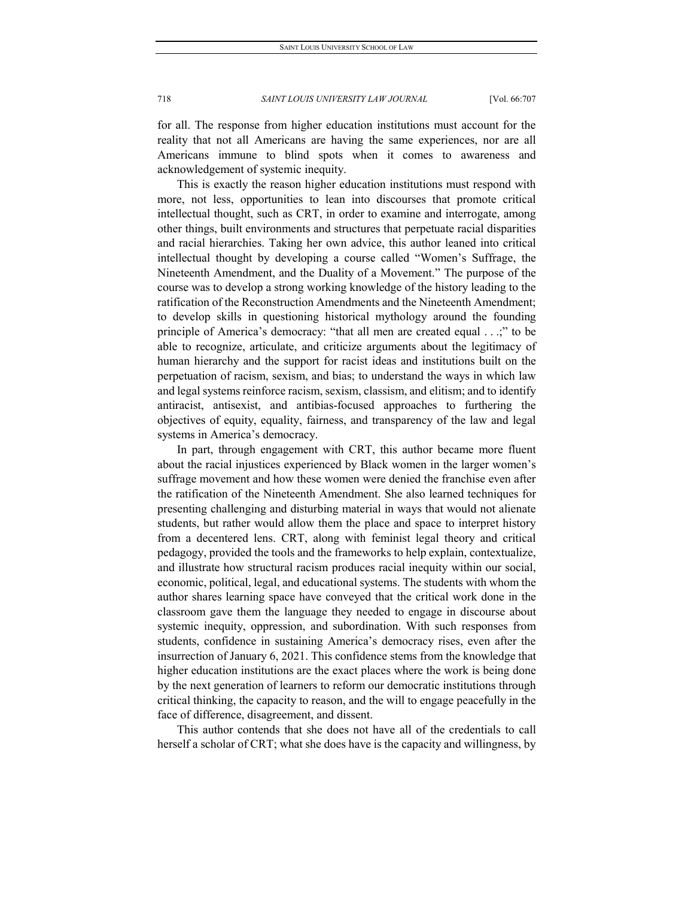for all. The response from higher education institutions must account for the reality that not all Americans are having the same experiences, nor are all Americans immune to blind spots when it comes to awareness and acknowledgement of systemic inequity.

This is exactly the reason higher education institutions must respond with more, not less, opportunities to lean into discourses that promote critical intellectual thought, such as CRT, in order to examine and interrogate, among other things, built environments and structures that perpetuate racial disparities and racial hierarchies. Taking her own advice, this author leaned into critical intellectual thought by developing a course called "Women's Suffrage, the Nineteenth Amendment, and the Duality of a Movement." The purpose of the course was to develop a strong working knowledge of the history leading to the ratification of the Reconstruction Amendments and the Nineteenth Amendment; to develop skills in questioning historical mythology around the founding principle of America's democracy: "that all men are created equal . . .;" to be able to recognize, articulate, and criticize arguments about the legitimacy of human hierarchy and the support for racist ideas and institutions built on the perpetuation of racism, sexism, and bias; to understand the ways in which law and legal systems reinforce racism, sexism, classism, and elitism; and to identify antiracist, antisexist, and antibias-focused approaches to furthering the objectives of equity, equality, fairness, and transparency of the law and legal systems in America's democracy.

In part, through engagement with CRT, this author became more fluent about the racial injustices experienced by Black women in the larger women's suffrage movement and how these women were denied the franchise even after the ratification of the Nineteenth Amendment. She also learned techniques for presenting challenging and disturbing material in ways that would not alienate students, but rather would allow them the place and space to interpret history from a decentered lens. CRT, along with feminist legal theory and critical pedagogy, provided the tools and the frameworks to help explain, contextualize, and illustrate how structural racism produces racial inequity within our social, economic, political, legal, and educational systems. The students with whom the author shares learning space have conveyed that the critical work done in the classroom gave them the language they needed to engage in discourse about systemic inequity, oppression, and subordination. With such responses from students, confidence in sustaining America's democracy rises, even after the insurrection of January 6, 2021. This confidence stems from the knowledge that higher education institutions are the exact places where the work is being done by the next generation of learners to reform our democratic institutions through critical thinking, the capacity to reason, and the will to engage peacefully in the face of difference, disagreement, and dissent.

This author contends that she does not have all of the credentials to call herself a scholar of CRT; what she does have is the capacity and willingness, by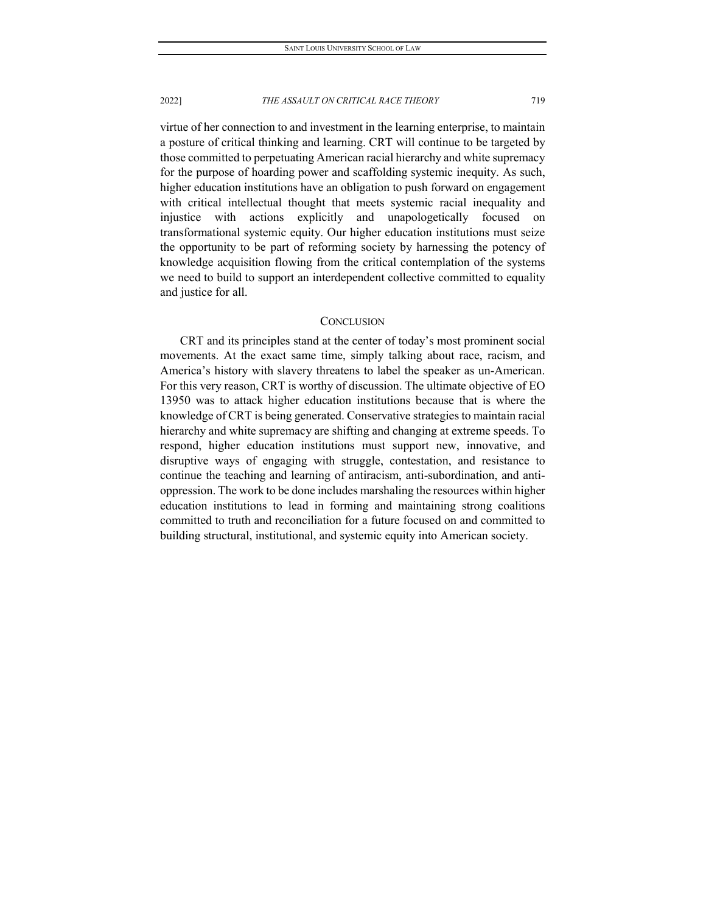virtue of her connection to and investment in the learning enterprise, to maintain a posture of critical thinking and learning. CRT will continue to be targeted by those committed to perpetuating American racial hierarchy and white supremacy for the purpose of hoarding power and scaffolding systemic inequity. As such, higher education institutions have an obligation to push forward on engagement with critical intellectual thought that meets systemic racial inequality and injustice with actions explicitly and unapologetically focused on transformational systemic equity. Our higher education institutions must seize the opportunity to be part of reforming society by harnessing the potency of knowledge acquisition flowing from the critical contemplation of the systems we need to build to support an interdependent collective committed to equality and justice for all.

## CONCLUSION

CRT and its principles stand at the center of today's most prominent social movements. At the exact same time, simply talking about race, racism, and America's history with slavery threatens to label the speaker as un-American. For this very reason, CRT is worthy of discussion. The ultimate objective of EO 13950 was to attack higher education institutions because that is where the knowledge of CRT is being generated. Conservative strategies to maintain racial hierarchy and white supremacy are shifting and changing at extreme speeds. To respond, higher education institutions must support new, innovative, and disruptive ways of engaging with struggle, contestation, and resistance to continue the teaching and learning of antiracism, anti-subordination, and anti-oppression. The work to be done includes marshaling the resources within higher education institutions to lead in forming and maintaining strong coalitions committed to truth and reconciliation for a future focused on and committed to building structural, institutional, and systemic equity into American society.